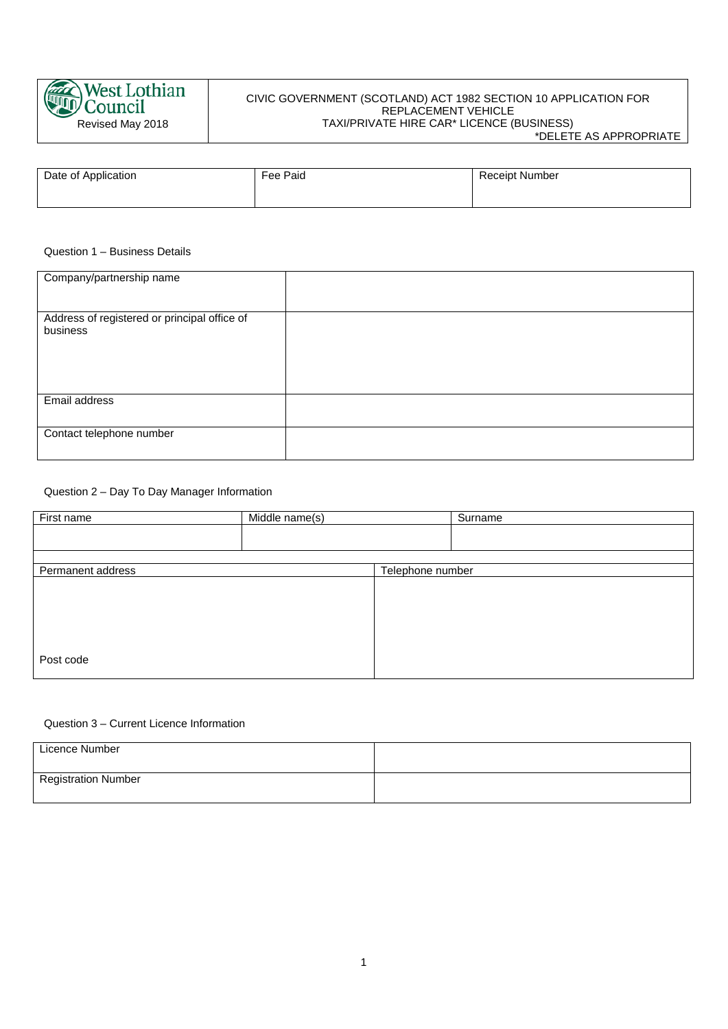| West Lothian Council<br>Revised May 2018 | CIVIC GOVERNMENT (SCOTLAND) ACT 1982 SECTION 10 APPLICATION FOR REPLACEMENT VEHICLE<br>TAXI/PRIVATE HIRE CAR* LICENCE (BUSINESS)<br>*DELETE AS APPROPRIATE |
|---|---|

| Date of Application | Fee Paid | Receipt Number |
|---|---|---|
| | | |

Question 1 – Business Details

| Company/partnership name | |
|---|---|
| Address of registered or principal office of business | |
| Email address | |
| Contact telephone number | |

Question 2 – Day To Day Manager Information

| First name | Middle name(s) | Surname |
|---|---|---|
| | | |

| Permanent address | Telephone number |
|---|---|
| <br><br><br>Post code | |

Question 3 – Current Licence Information

| Licence Number | |
|---|---|
| Registration Number | |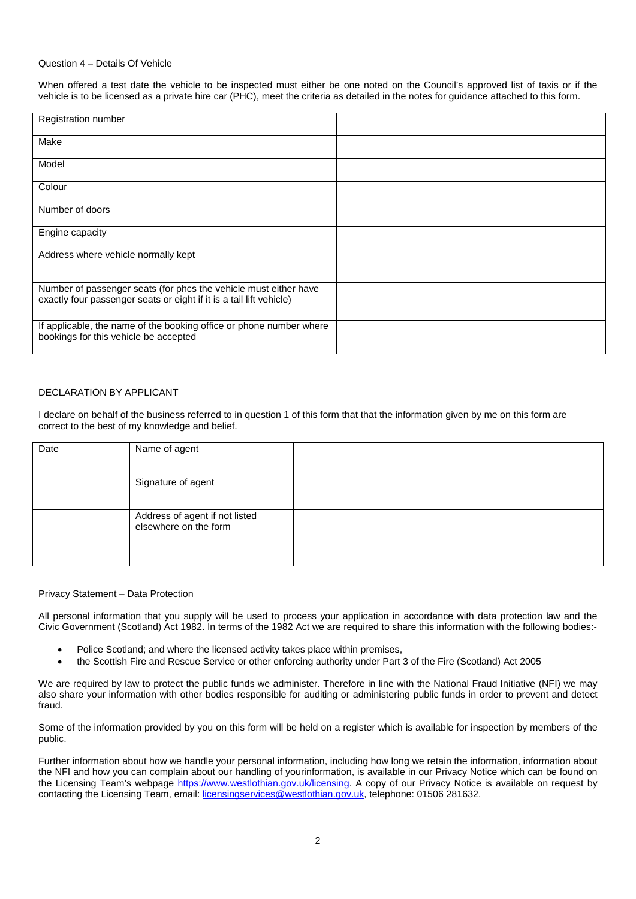## Question 4 – Details Of Vehicle

When offered a test date the vehicle to be inspected must either be one noted on the Council's approved list of taxis or if the vehicle is to be licensed as a private hire car (PHC), meet the criteria as detailed in the notes for guidance attached to this form.

| | |
|---|---|
| Registration number | |
| Make | |
| Model | |
| Colour | |
| Number of doors | |
| Engine capacity | |
| Address where vehicle normally kept | |
| Number of passenger seats (for phcs the vehicle must either have exactly four passenger seats or eight if it is a tail lift vehicle) | |
| If applicable, the name of the booking office or phone number where bookings for this vehicle be accepted | |

## DECLARATION BY APPLICANT

I declare on behalf of the business referred to in question 1 of this form that that the information given by me on this form are correct to the best of my knowledge and belief.

| Date | Name of agent | |
|---|---|---|
| | Signature of agent | |
| | Address of agent if not listed elsewhere on the form | |

## Privacy Statement – Data Protection

All personal information that you supply will be used to process your application in accordance with data protection law and the Civic Government (Scotland) Act 1982. In terms of the 1982 Act we are required to share this information with the following bodies:-

- Police Scotland; and where the licensed activity takes place within premises,
- the Scottish Fire and Rescue Service or other enforcing authority under Part 3 of the Fire (Scotland) Act 2005

We are required by law to protect the public funds we administer. Therefore in line with the National Fraud Initiative (NFI) we may also share your information with other bodies responsible for auditing or administering public funds in order to prevent and detect fraud.

Some of the information provided by you on this form will be held on a register which is available for inspection by members of the public.

Further information about how we handle your personal information, including how long we retain the information, information about the NFI and how you can complain about our handling of yourinformation, is available in our Privacy Notice which can be found on the Licensing Team's webpage https://www.westlothian.gov.uk/licensing. A copy of our Privacy Notice is available on request by contacting the Licensing Team, email: licensingservices@westlothian.gov.uk, telephone: 01506 281632.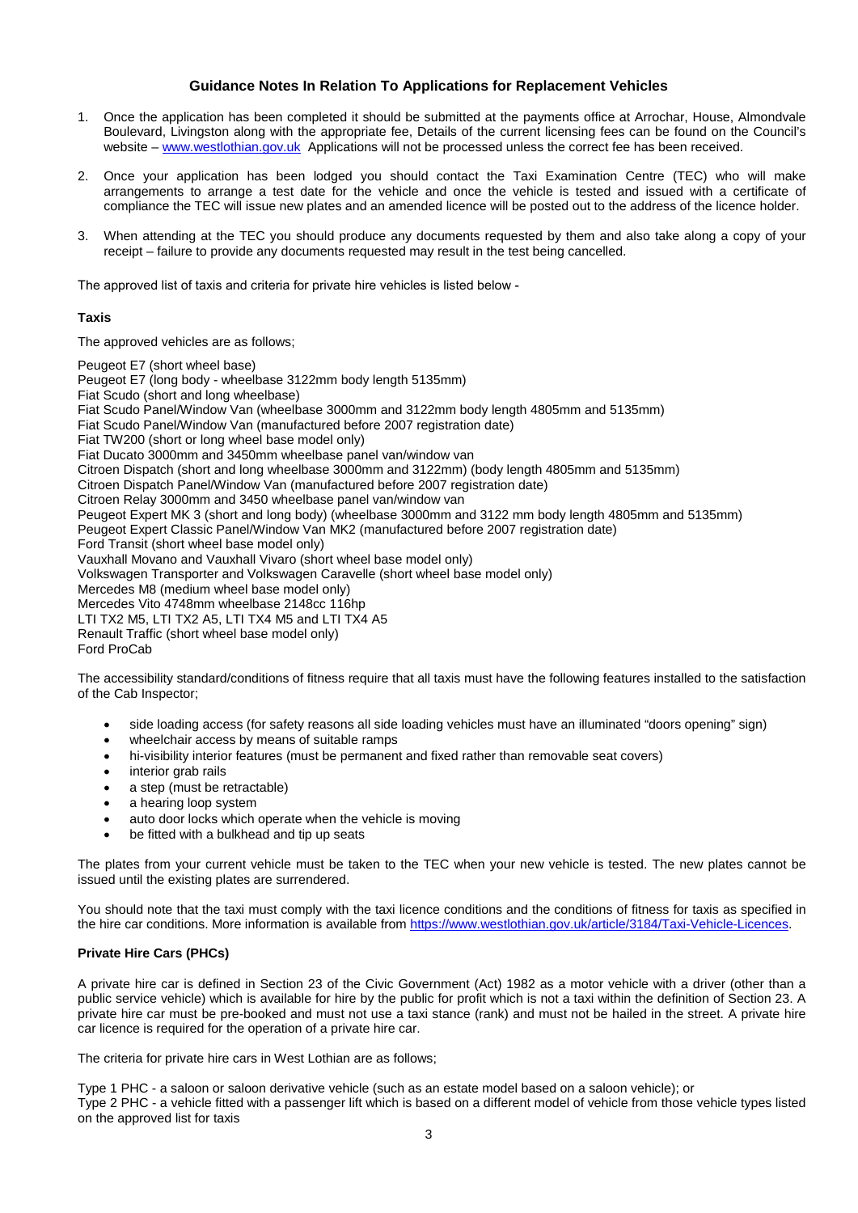## Guidance Notes In Relation To Applications for Replacement Vehicles

1. Once the application has been completed it should be submitted at the payments office at Arrochar, House, Almondvale Boulevard, Livingston along with the appropriate fee, Details of the current licensing fees can be found on the Council's website – [www.westlothian.gov.uk](http://www.westlothian.gov.uk) Applications will not be processed unless the correct fee has been received.

2. Once your application has been lodged you should contact the Taxi Examination Centre (TEC) who will make arrangements to arrange a test date for the vehicle and once the vehicle is tested and issued with a certificate of compliance the TEC will issue new plates and an amended licence will be posted out to the address of the licence holder.

3. When attending at the TEC you should produce any documents requested by them and also take along a copy of your receipt – failure to provide any documents requested may result in the test being cancelled.

The approved list of taxis and criteria for private hire vehicles is listed below -

**Taxis**

The approved vehicles are as follows;

Peugeot E7 (short wheel base)
Peugeot E7 (long body - wheelbase 3122mm body length 5135mm)
Fiat Scudo (short and long wheelbase)
Fiat Scudo Panel/Window Van (wheelbase 3000mm and 3122mm body length 4805mm and 5135mm)
Fiat Scudo Panel/Window Van (manufactured before 2007 registration date)
Fiat TW200 (short or long wheel base model only)
Fiat Ducato 3000mm and 3450mm wheelbase panel van/window van
Citroen Dispatch (short and long wheelbase 3000mm and 3122mm) (body length 4805mm and 5135mm)
Citroen Dispatch Panel/Window Van (manufactured before 2007 registration date)
Citroen Relay 3000mm and 3450 wheelbase panel van/window van
Peugeot Expert MK 3 (short and long body) (wheelbase 3000mm and 3122 mm body length 4805mm and 5135mm)
Peugeot Expert Classic Panel/Window Van MK2 (manufactured before 2007 registration date)
Ford Transit (short wheel base model only)
Vauxhall Movano and Vauxhall Vivaro (short wheel base model only)
Volkswagen Transporter and Volkswagen Caravelle (short wheel base model only)
Mercedes M8 (medium wheel base model only)
Mercedes Vito 4748mm wheelbase 2148cc 116hp
LTI TX2 M5, LTI TX2 A5, LTI TX4 M5 and LTI TX4 A5
Renault Traffic (short wheel base model only)
Ford ProCab

The accessibility standard/conditions of fitness require that all taxis must have the following features installed to the satisfaction of the Cab Inspector;

- side loading access (for safety reasons all side loading vehicles must have an illuminated "doors opening" sign)
- wheelchair access by means of suitable ramps
- hi-visibility interior features (must be permanent and fixed rather than removable seat covers)
- interior grab rails
- a step (must be retractable)
- a hearing loop system
- auto door locks which operate when the vehicle is moving
- be fitted with a bulkhead and tip up seats

The plates from your current vehicle must be taken to the TEC when your new vehicle is tested. The new plates cannot be issued until the existing plates are surrendered.

You should note that the taxi must comply with the taxi licence conditions and the conditions of fitness for taxis as specified in the hire car conditions. More information is available from [https://www.westlothian.gov.uk/article/3184/Taxi-Vehicle-Licences](https://www.westlothian.gov.uk/article/3184/Taxi-Vehicle-Licences).

**Private Hire Cars (PHCs)**

A private hire car is defined in Section 23 of the Civic Government (Act) 1982 as a motor vehicle with a driver (other than a public service vehicle) which is available for hire by the public for profit which is not a taxi within the definition of Section 23. A private hire car must be pre-booked and must not use a taxi stance (rank) and must not be hailed in the street. A private hire car licence is required for the operation of a private hire car.

The criteria for private hire cars in West Lothian are as follows;

Type 1 PHC - a saloon or saloon derivative vehicle (such as an estate model based on a saloon vehicle); or
Type 2 PHC - a vehicle fitted with a passenger lift which is based on a different model of vehicle from those vehicle types listed on the approved list for taxis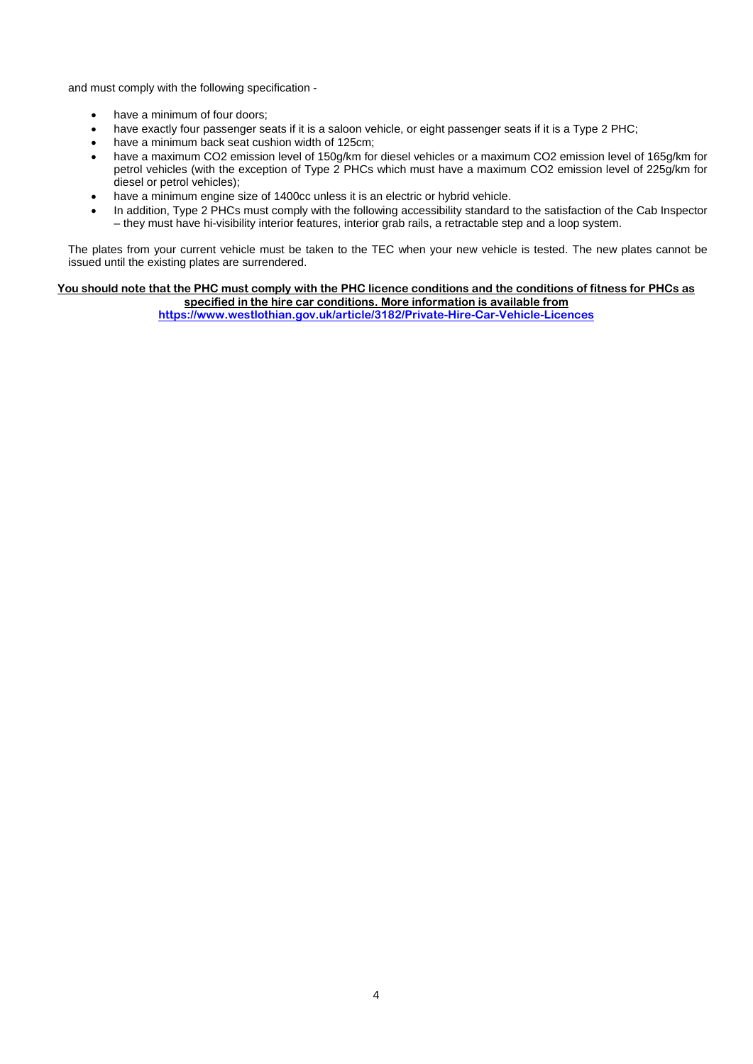and must comply with the following specification -

- have a minimum of four doors;
- have exactly four passenger seats if it is a saloon vehicle, or eight passenger seats if it is a Type 2 PHC;
- have a minimum back seat cushion width of 125cm;
- have a maximum $CO_2$ emission level of 150g/km for diesel vehicles or a maximum $CO_2$ emission level of 165g/km for petrol vehicles (with the exception of Type 2 PHCs which must have a maximum $CO_2$ emission level of 225g/km for diesel or petrol vehicles);
- have a minimum engine size of 1400cc unless it is an electric or hybrid vehicle.
- In addition, Type 2 PHCs must comply with the following accessibility standard to the satisfaction of the Cab Inspector – they must have hi-visibility interior features, interior grab rails, a retractable step and a loop system.

The plates from your current vehicle must be taken to the TEC when your new vehicle is tested. The new plates cannot be issued until the existing plates are surrendered.

**You should note that the PHC must comply with the PHC licence conditions and the conditions of fitness for PHCs as specified in the hire car conditions. More information is available from [https://www.westlothian.gov.uk/article/3182/Private-Hire-Car-Vehicle-Licences](https://www.westlothian.gov.uk/article/3182/Private-Hire-Car-Vehicle-Licences)**